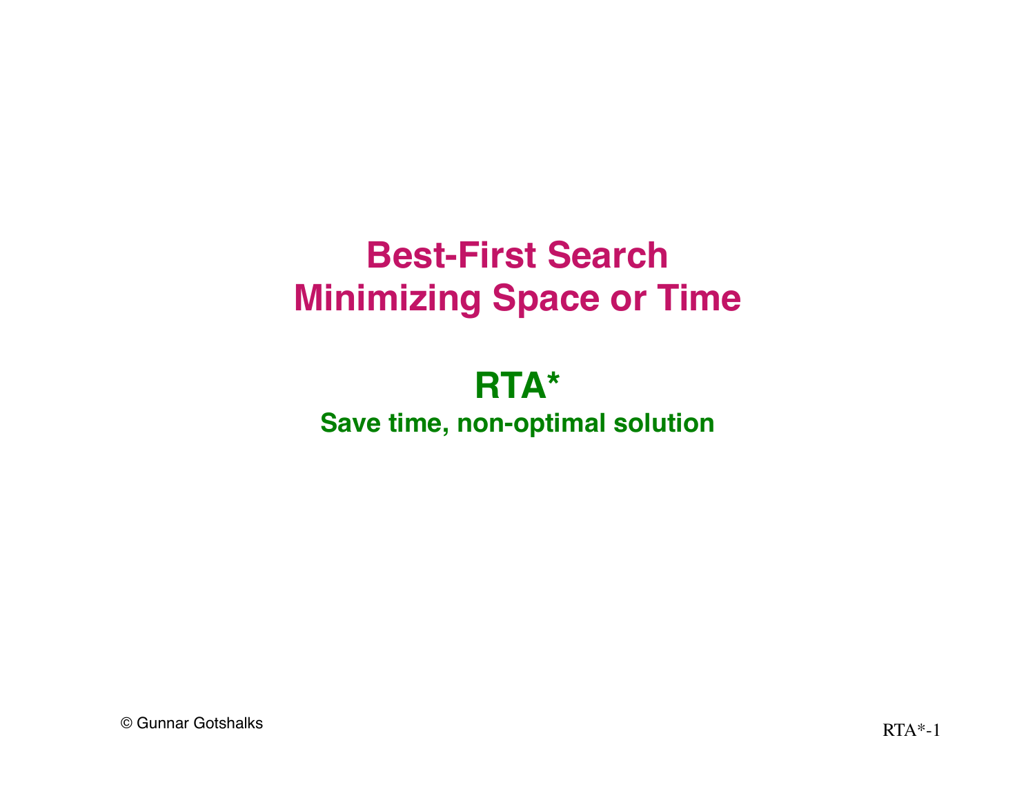# Best-First Search
# Minimizing Space or Time

## RTA*

### Save time, non-optimal solution

© Gunnar Gotshalks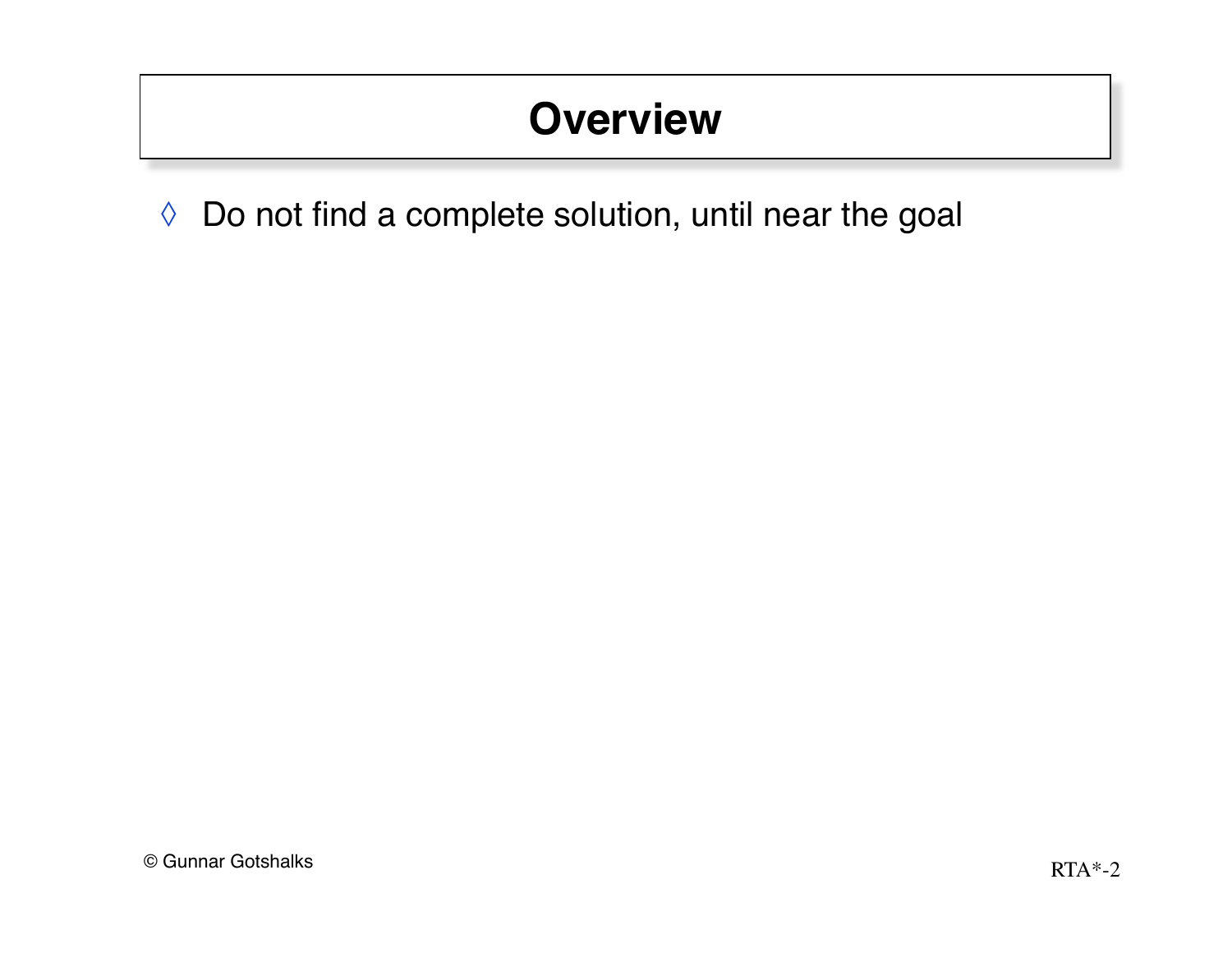# Overview

- Do not find a complete solution, until near the goal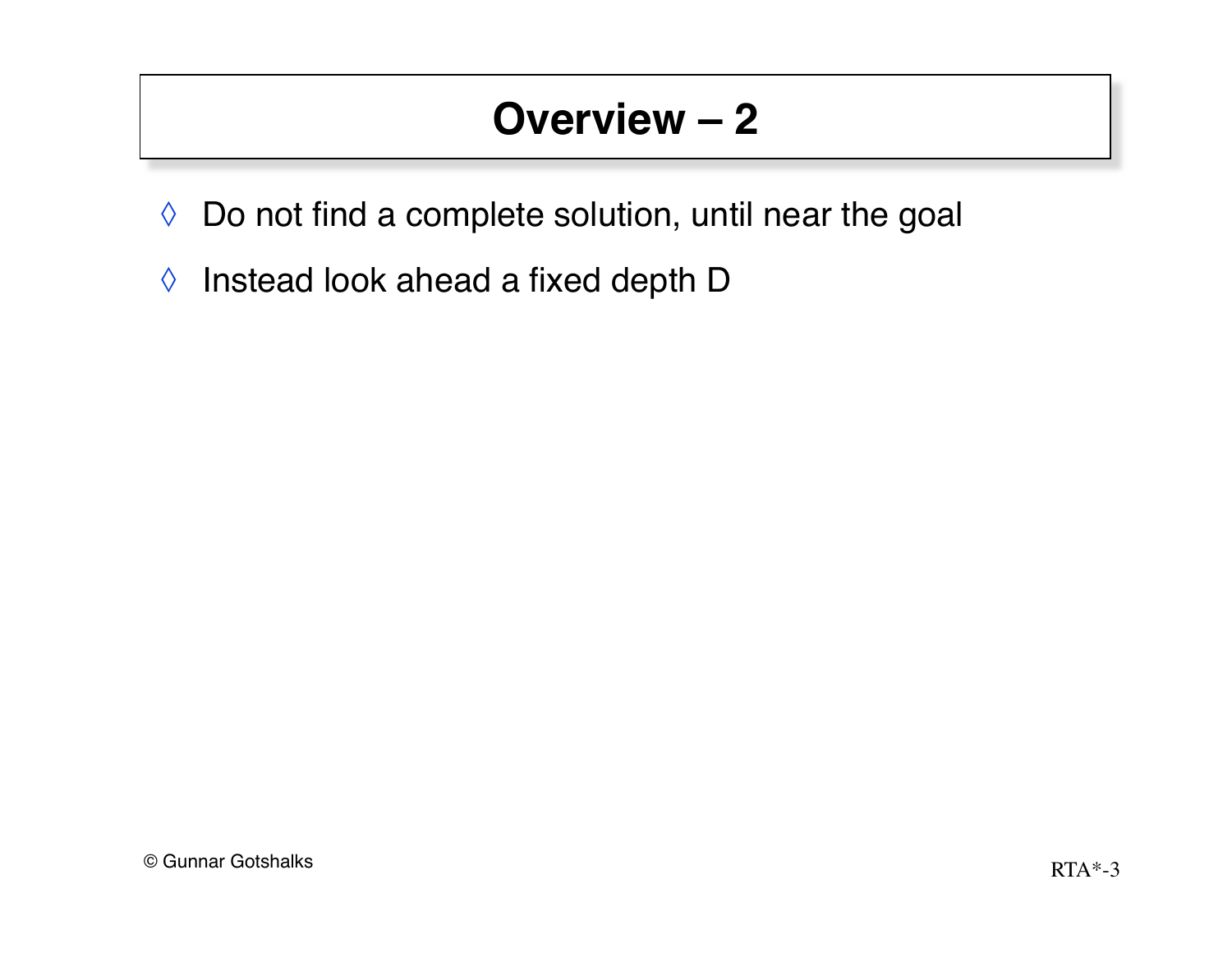# Overview – 2

- Do not find a complete solution, until near the goal
- Instead look ahead a fixed depth D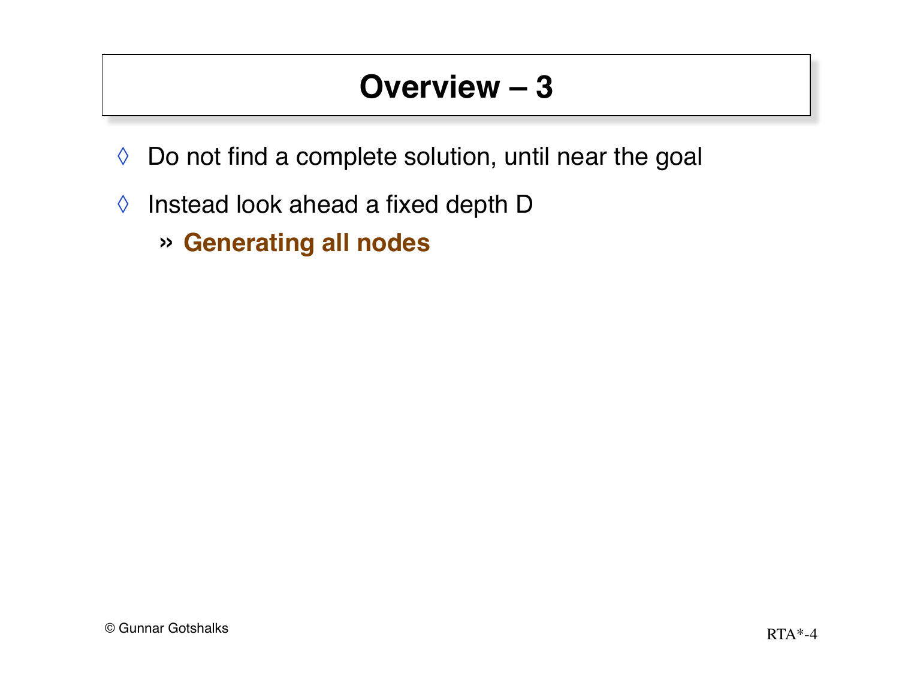# Overview – 3

- Do not find a complete solution, until near the goal
- Instead look ahead a fixed depth D
  - **Generating all nodes**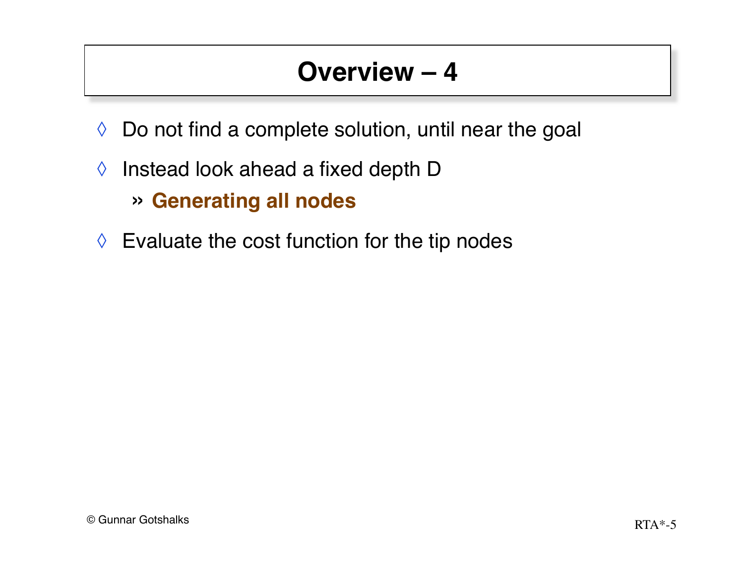# Overview – 4

- Do not find a complete solution, until near the goal
- Instead look ahead a fixed depth D
  - **Generating all nodes**
- Evaluate the cost function for the tip nodes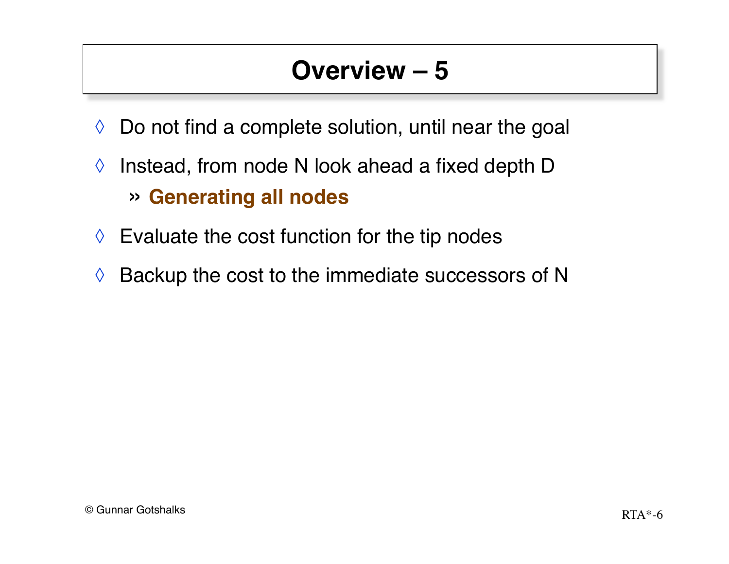# Overview – 5

- Do not find a complete solution, until near the goal
- Instead, from node N look ahead a fixed depth D
  - **Generating all nodes**
- Evaluate the cost function for the tip nodes
- Backup the cost to the immediate successors of N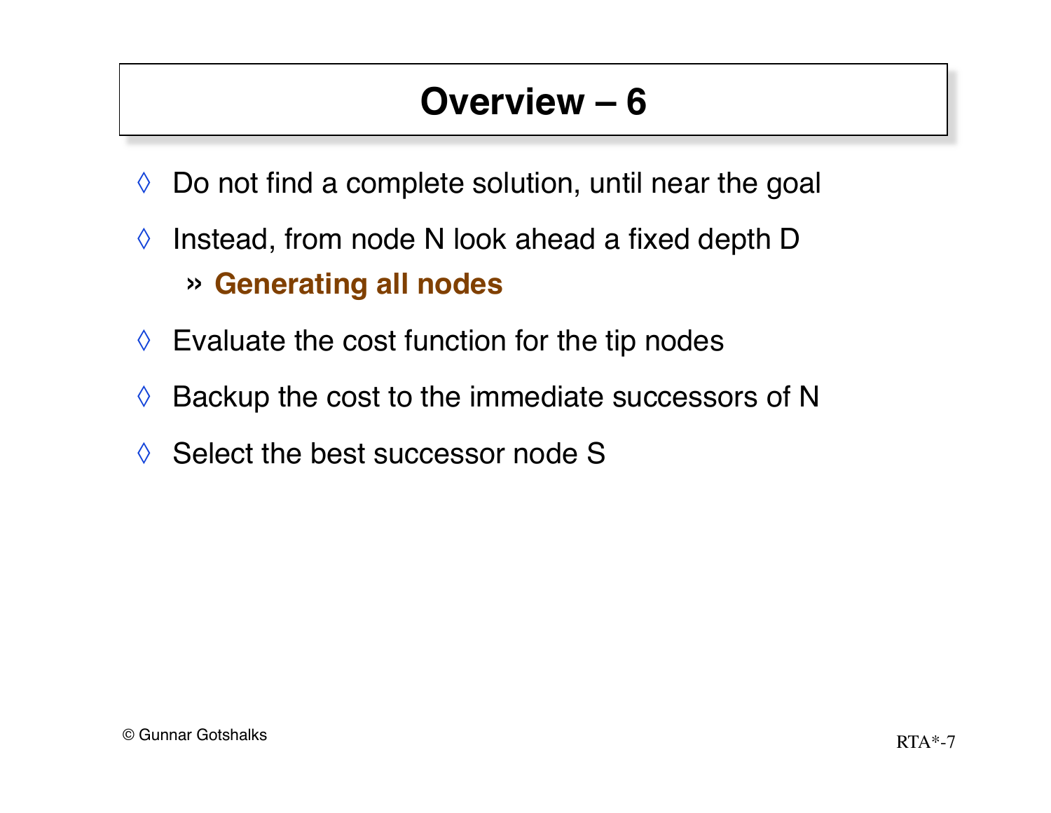# Overview – 6

- Do not find a complete solution, until near the goal
- Instead, from node N look ahead a fixed depth D
  - **Generating all nodes**
- Evaluate the cost function for the tip nodes
- Backup the cost to the immediate successors of N
- Select the best successor node S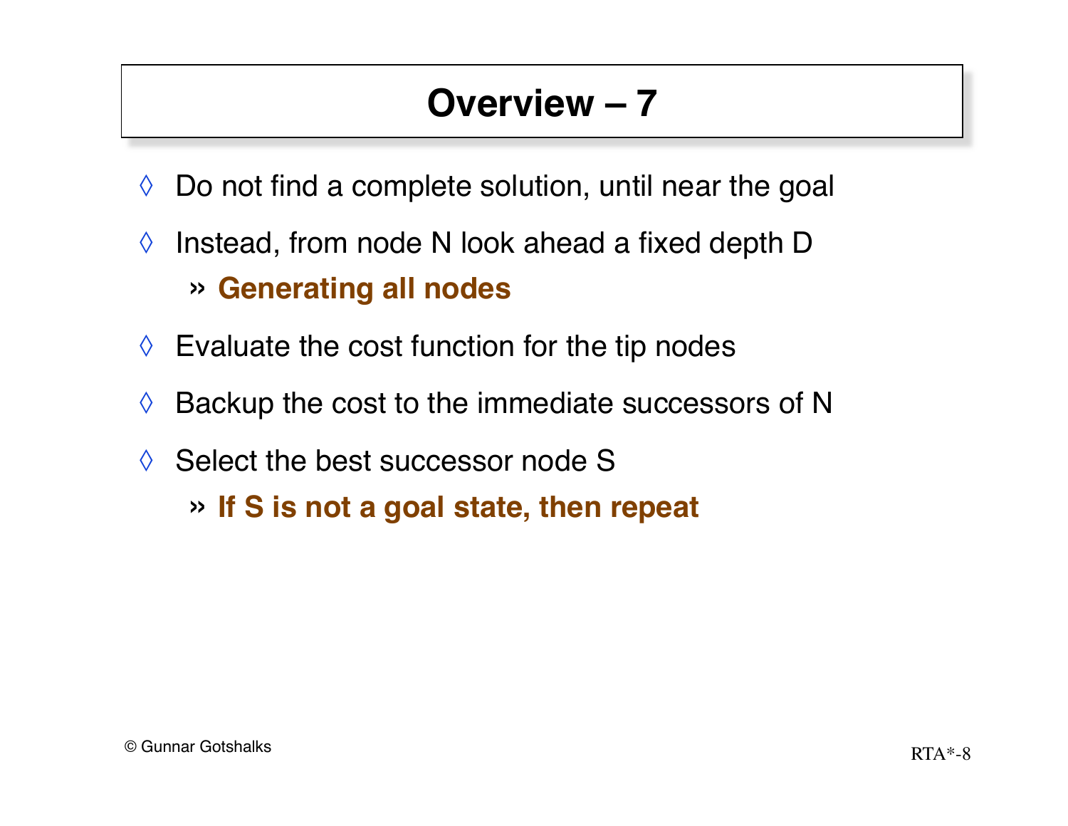# Overview – 7

- Do not find a complete solution, until near the goal
- Instead, from node N look ahead a fixed depth D
  - **Generating all nodes**
- Evaluate the cost function for the tip nodes
- Backup the cost to the immediate successors of N
- Select the best successor node S
  - **If S is not a goal state, then repeat**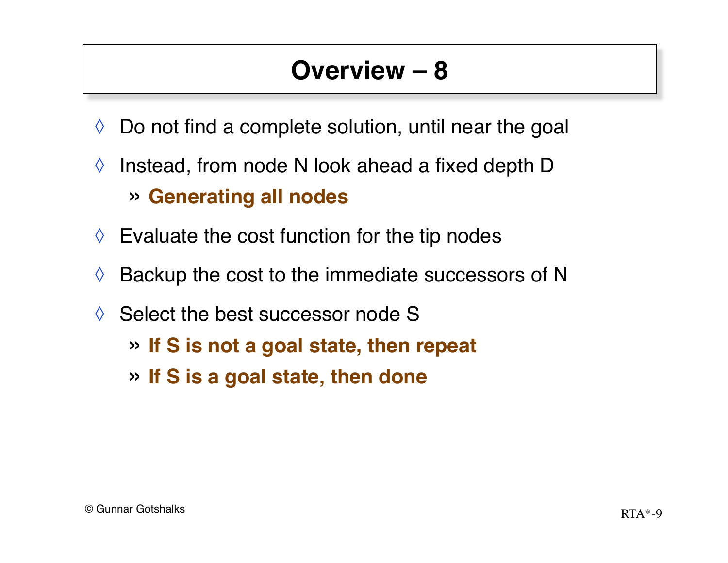# Overview – 8

- Do not find a complete solution, until near the goal
- Instead, from node N look ahead a fixed depth D
  - **Generating all nodes**
- Evaluate the cost function for the tip nodes
- Backup the cost to the immediate successors of N
- Select the best successor node S
  - **If S is not a goal state, then repeat**
  - **If S is a goal state, then done**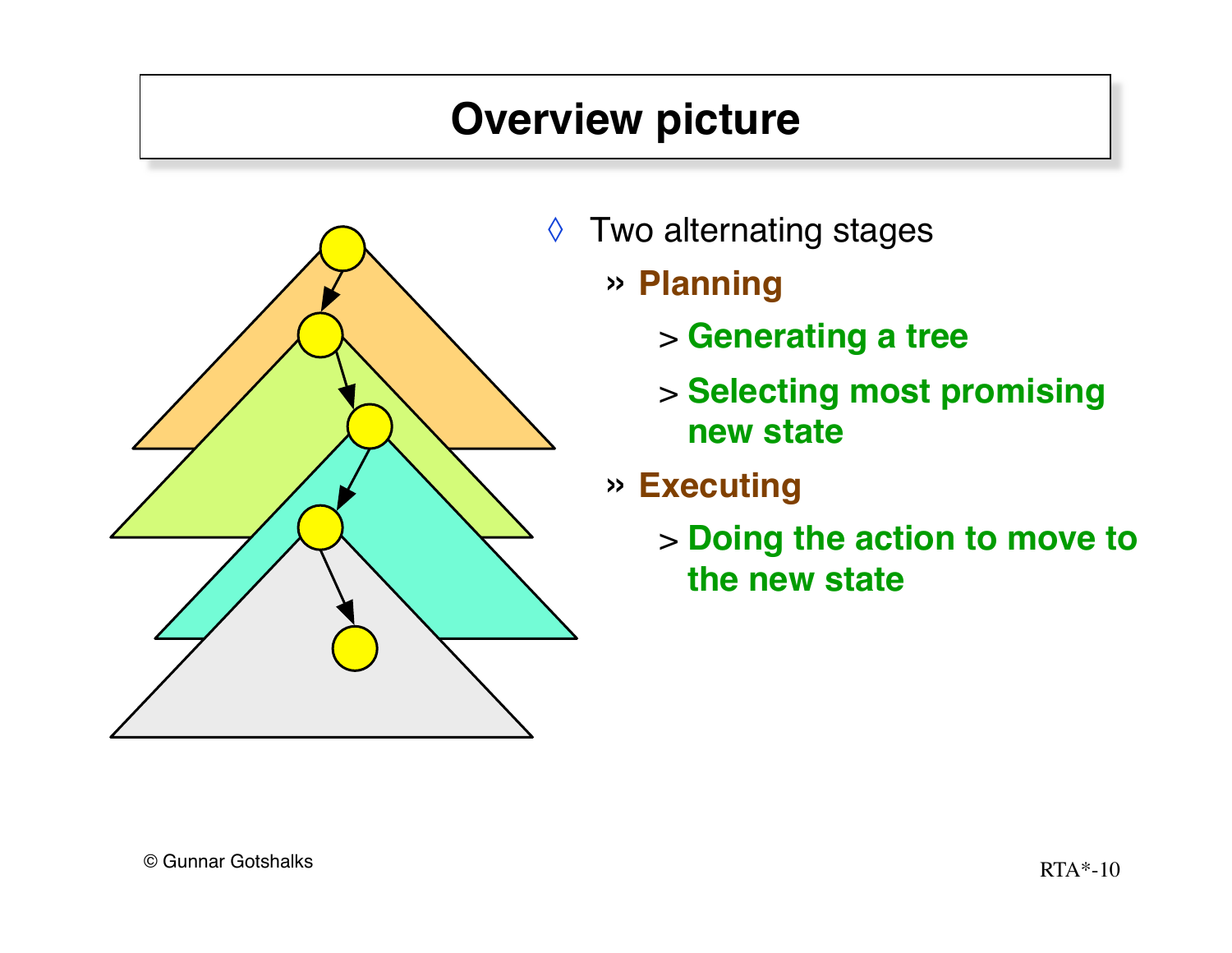# Overview picture

- Two alternating stages
  - Planning
    - Generating a tree
    - Selecting most promising new state
  - Executing
    - Doing the action to move to the new state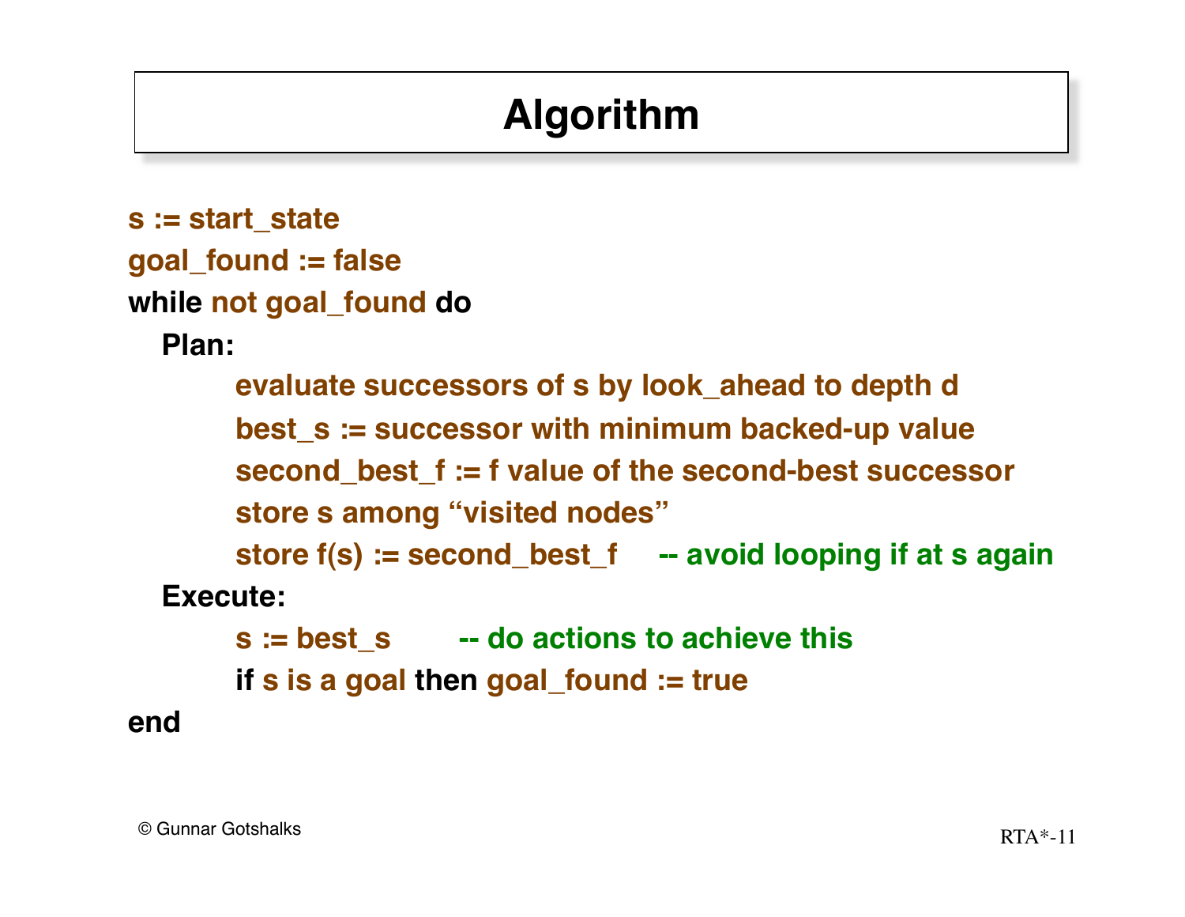# Algorithm

```
s := start_state
goal_found := false
while not goal_found do
  Plan:
        evaluate successors of s by look_ahead to depth d
        best_s := successor with minimum backed-up value
        second_best_f := f value of the second-best successor
        store s among "visited nodes"
        store f(s) := second_best_f      -- avoid looping if at s again
  Execute:
        s := best_s        -- do actions to achieve this
        if s is a goal then goal_found := true
end
```

© Gunnar Gotshalks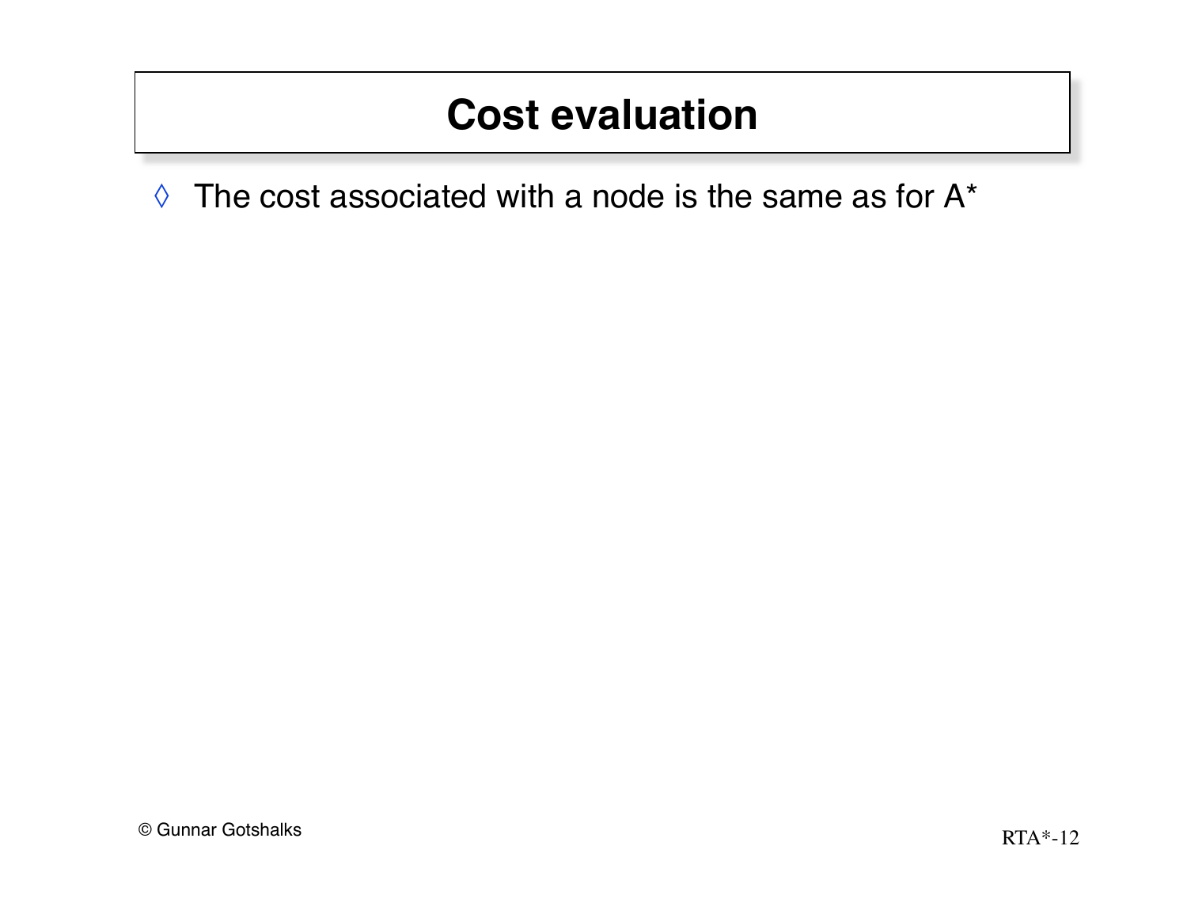# Cost evaluation

- The cost associated with a node is the same as for A*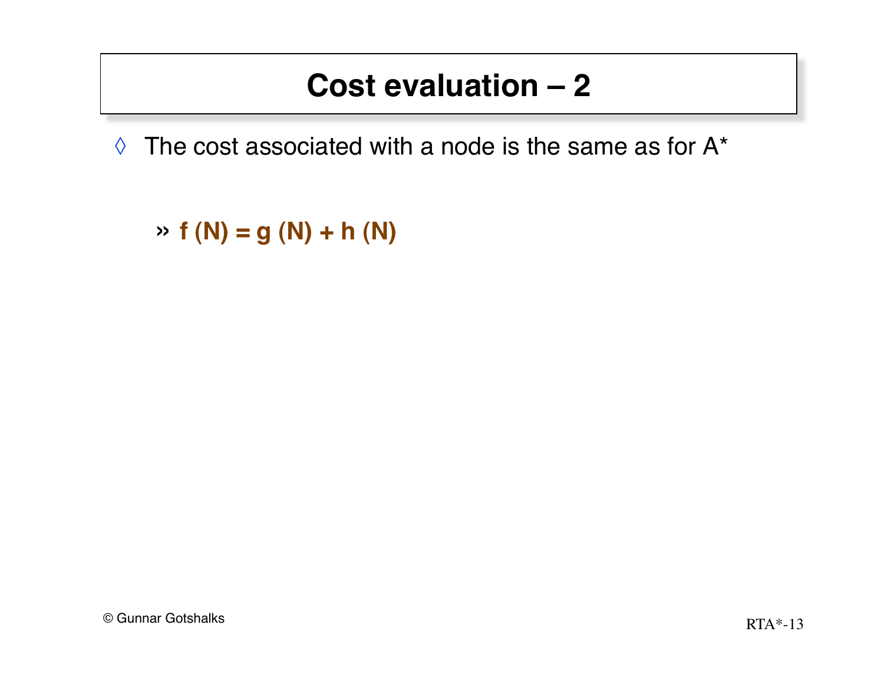# Cost evaluation – 2

- The cost associated with a node is the same as for A*

  - **$f(N) = g(N) + h(N)$**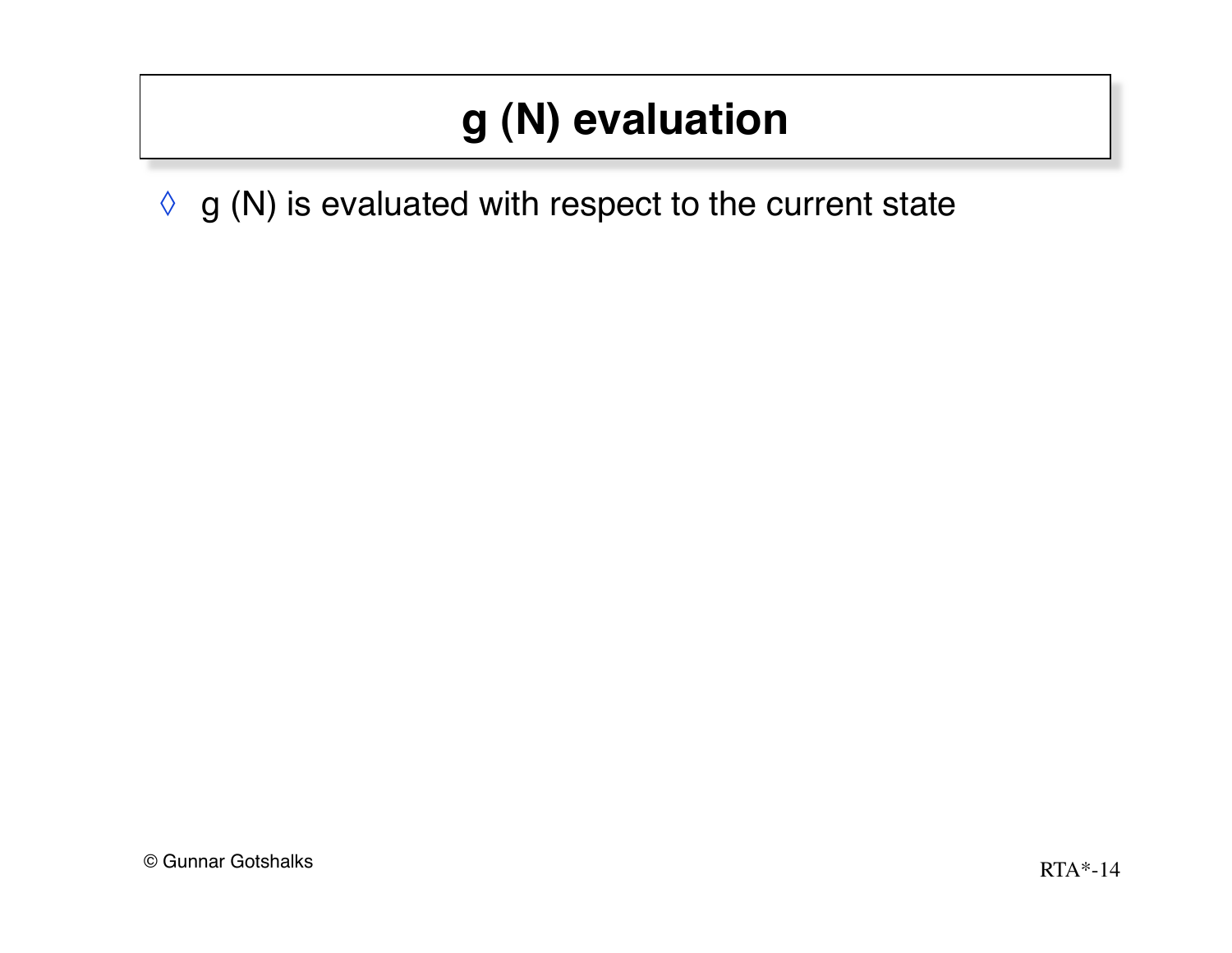# g (N) evaluation

- g (N) is evaluated with respect to the current state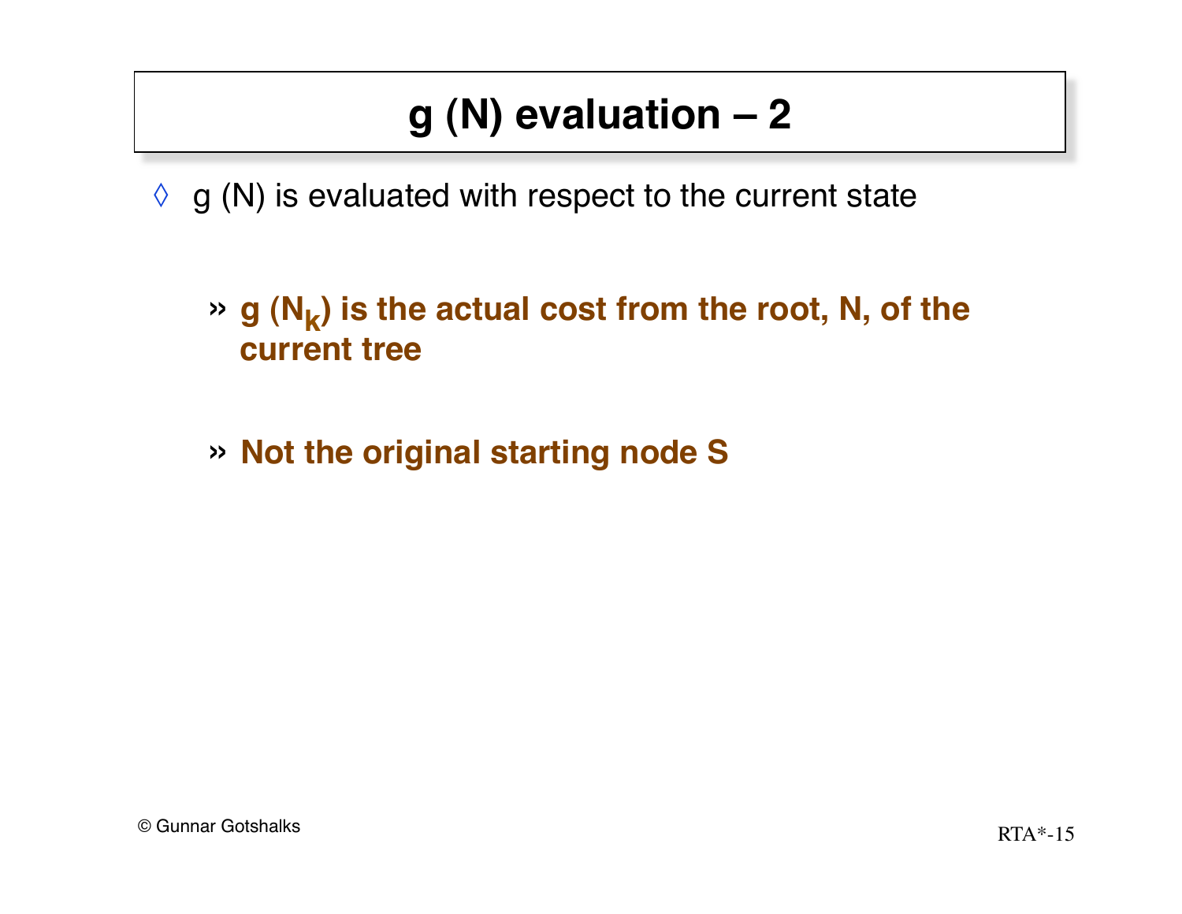# g (N) evaluation – 2

- g (N) is evaluated with respect to the current state

  - **g ($N_k$) is the actual cost from the root, N, of the current tree**

  - **Not the original starting node S**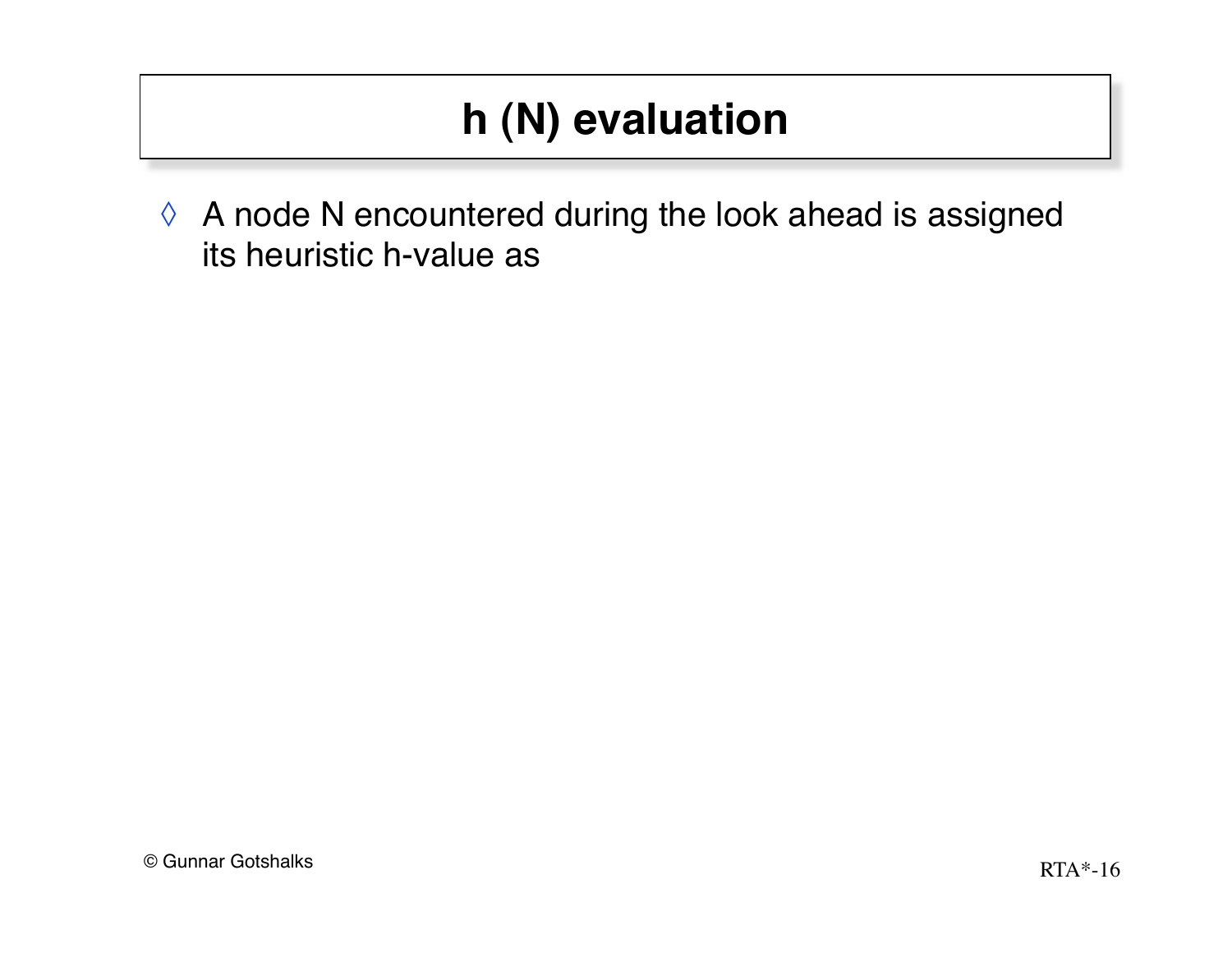# h (N) evaluation

- A node N encountered during the look ahead is assigned its heuristic h-value as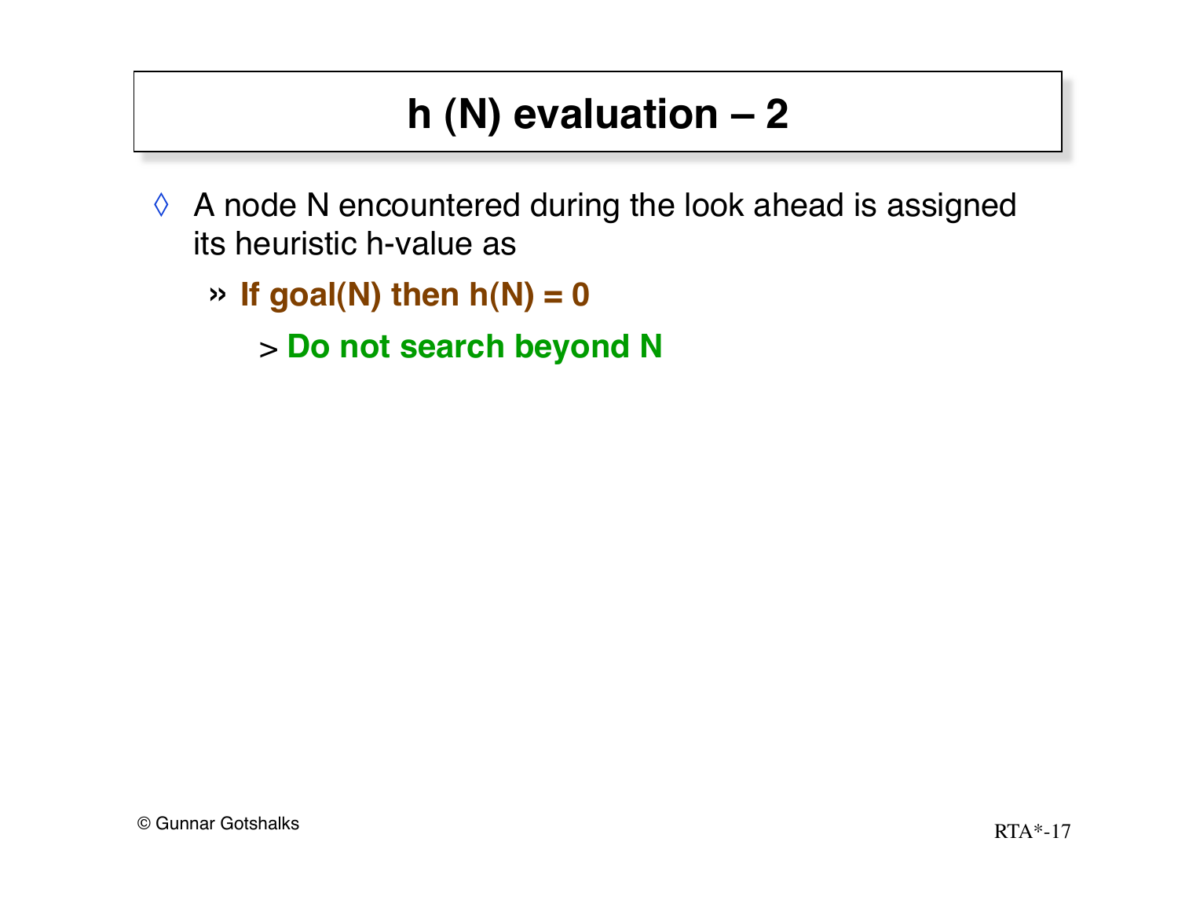# h (N) evaluation – 2

- A node N encountered during the look ahead is assigned its heuristic h-value as
  - **If goal(N) then h(N) = 0**
    - **Do not search beyond N**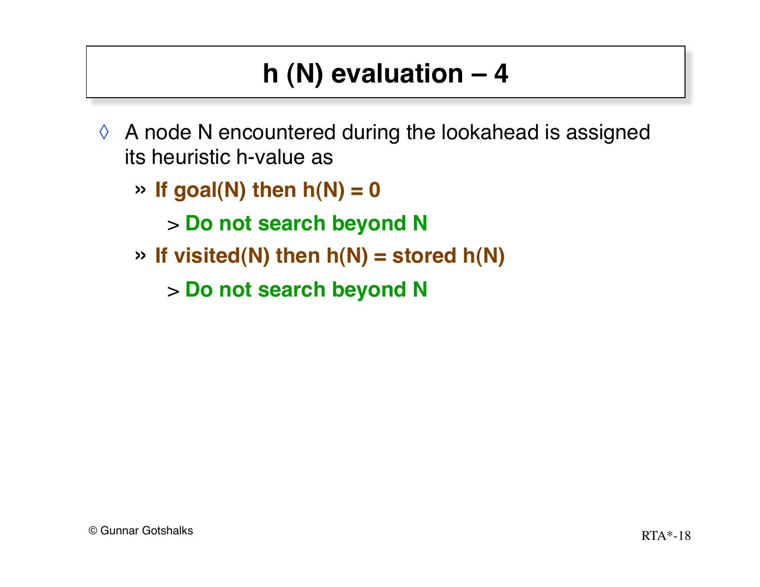# h (N) evaluation – 4

- A node N encountered during the lookahead is assigned its heuristic h-value as
  - **If goal(N) then h(N) = 0**
    - **Do not search beyond N**
  - **If visited(N) then h(N) = stored h(N)**
    - **Do not search beyond N**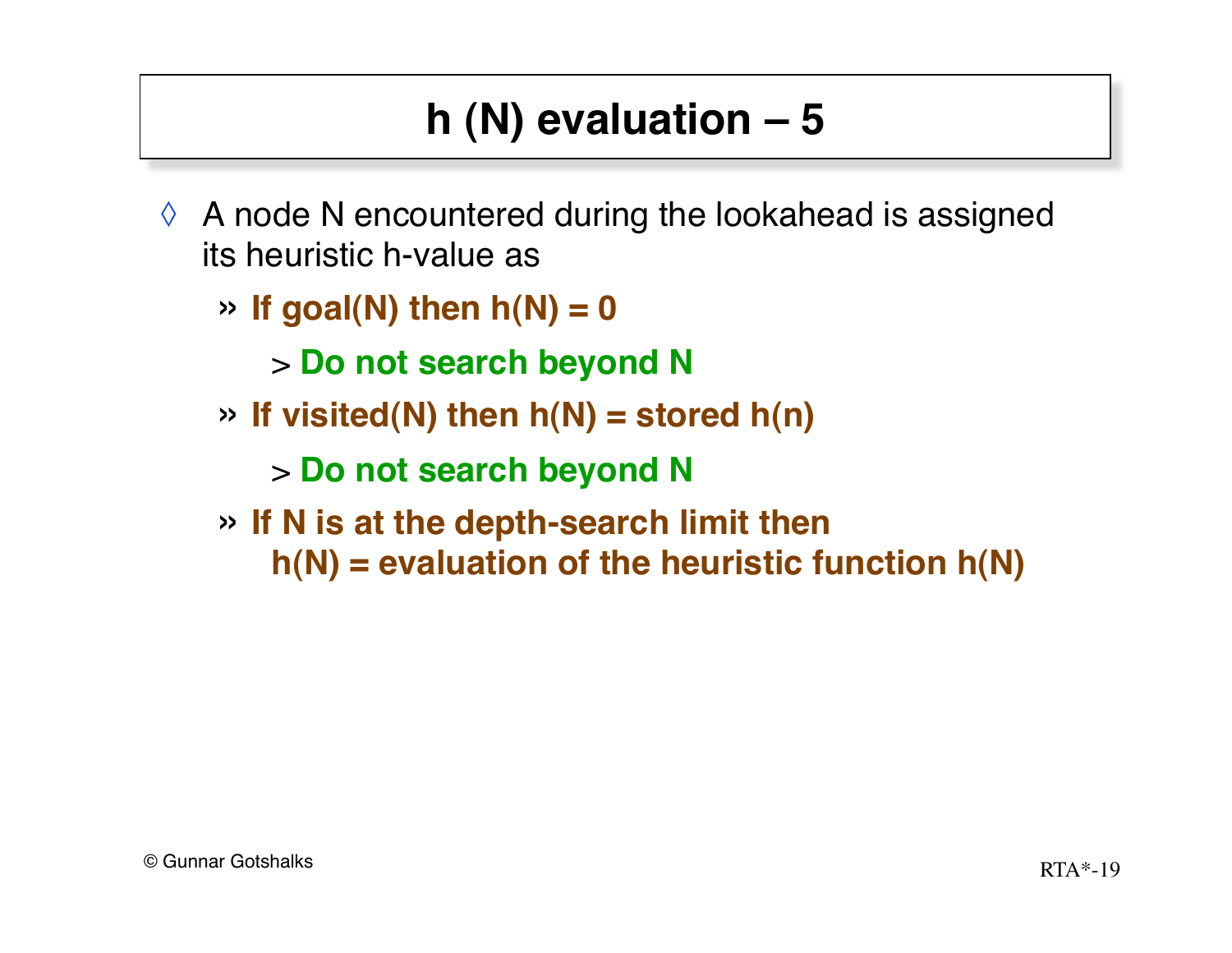# h (N) evaluation – 5

- A node N encountered during the lookahead is assigned its heuristic h-value as
  - **If goal(N) then h(N) = 0**
    - **Do not search beyond N**
  - **If visited(N) then h(N) = stored h(n)**
    - **Do not search beyond N**
  - **If N is at the depth-search limit then h(N) = evaluation of the heuristic function h(N)**

© Gunnar Gotshalks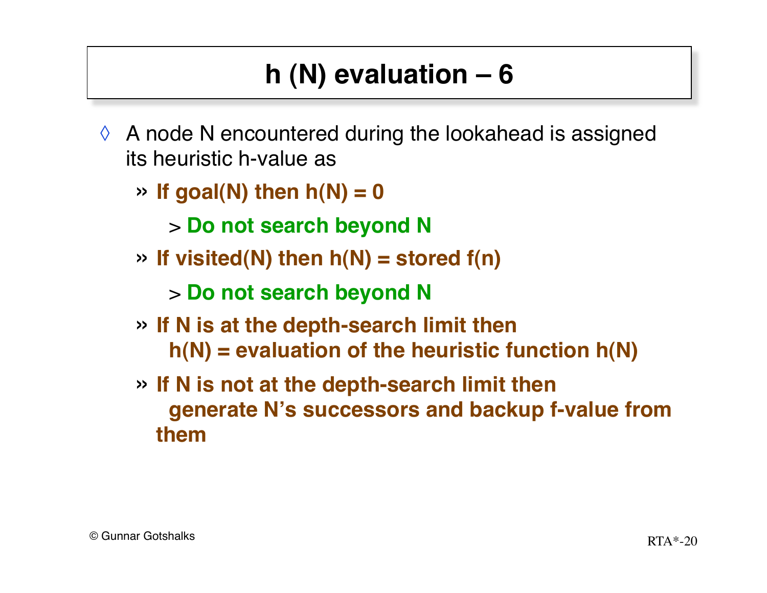# h (N) evaluation – 6

- A node N encountered during the lookahead is assigned its heuristic h-value as
  - **If goal(N) then h(N) = 0**
    - **Do not search beyond N**
  - **If visited(N) then h(N) = stored f(n)**
    - **Do not search beyond N**
  - **If N is at the depth-search limit then h(N) = evaluation of the heuristic function h(N)**
  - **If N is not at the depth-search limit then generate N's successors and backup f-value from them**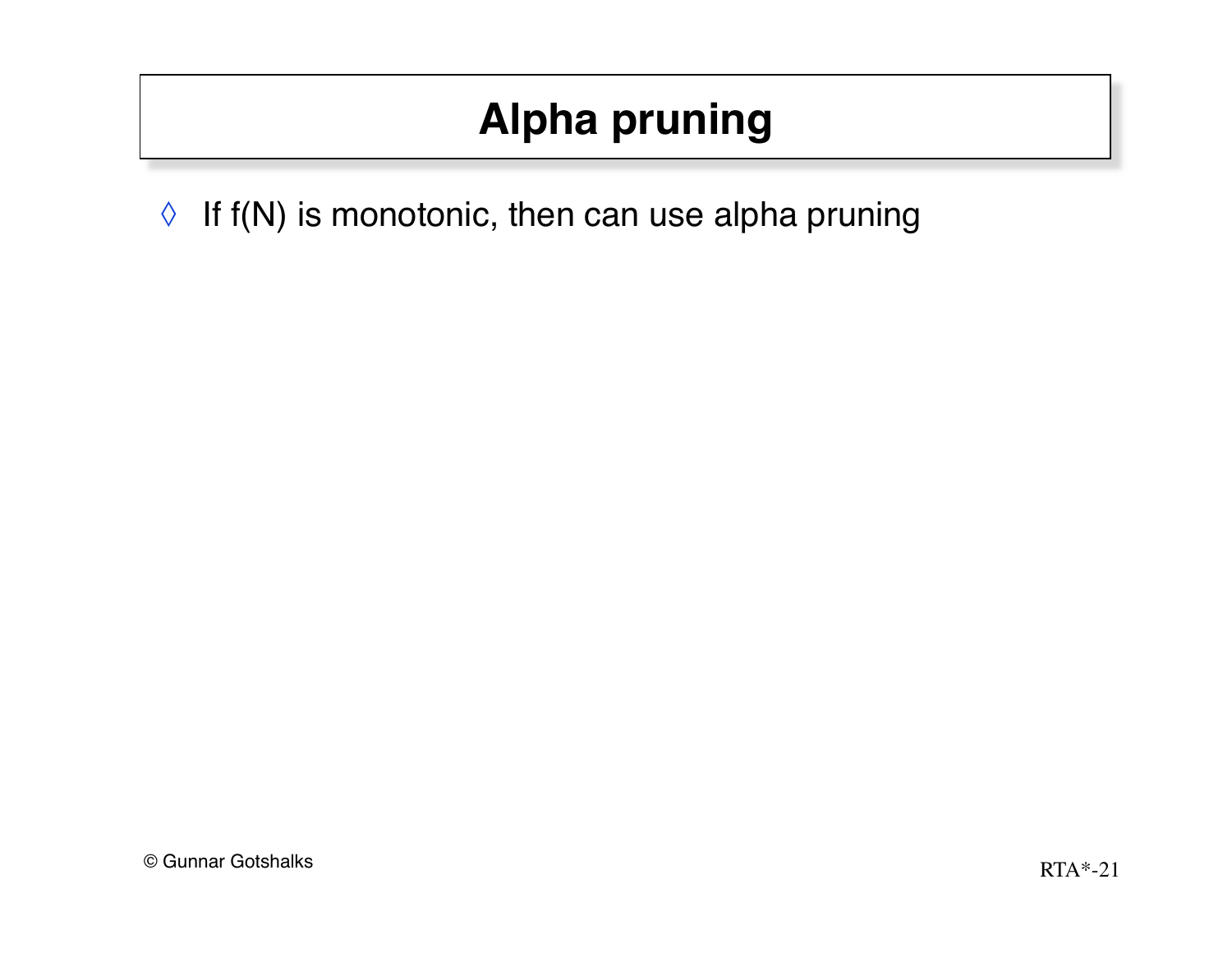# Alpha pruning

- If $f(N)$ is monotonic, then can use alpha pruning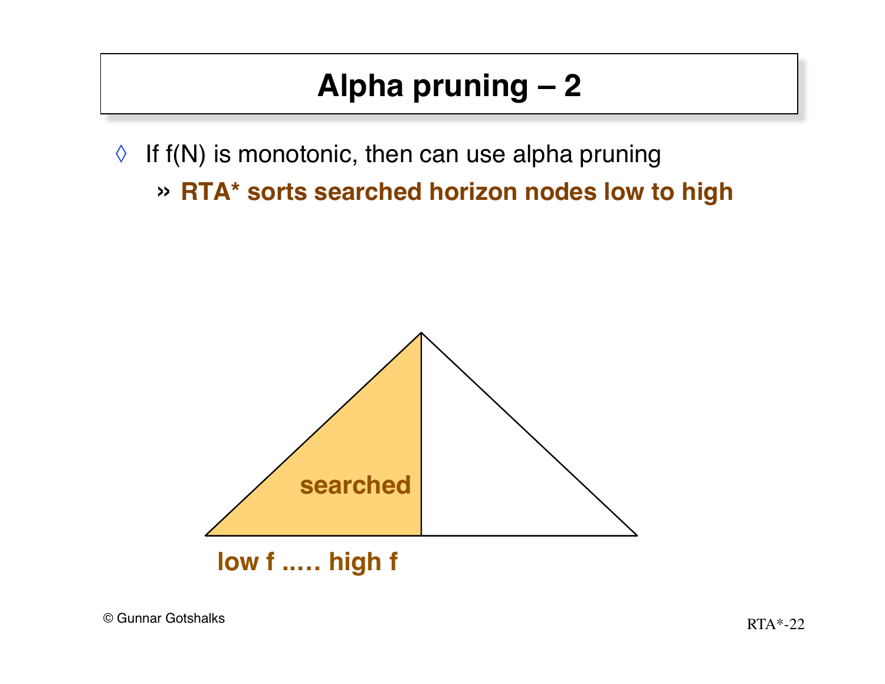# Alpha pruning – 2

- If f(N) is monotonic, then can use alpha pruning
  - **RTA* sorts searched horizon nodes low to high**

searched

low f ..... high f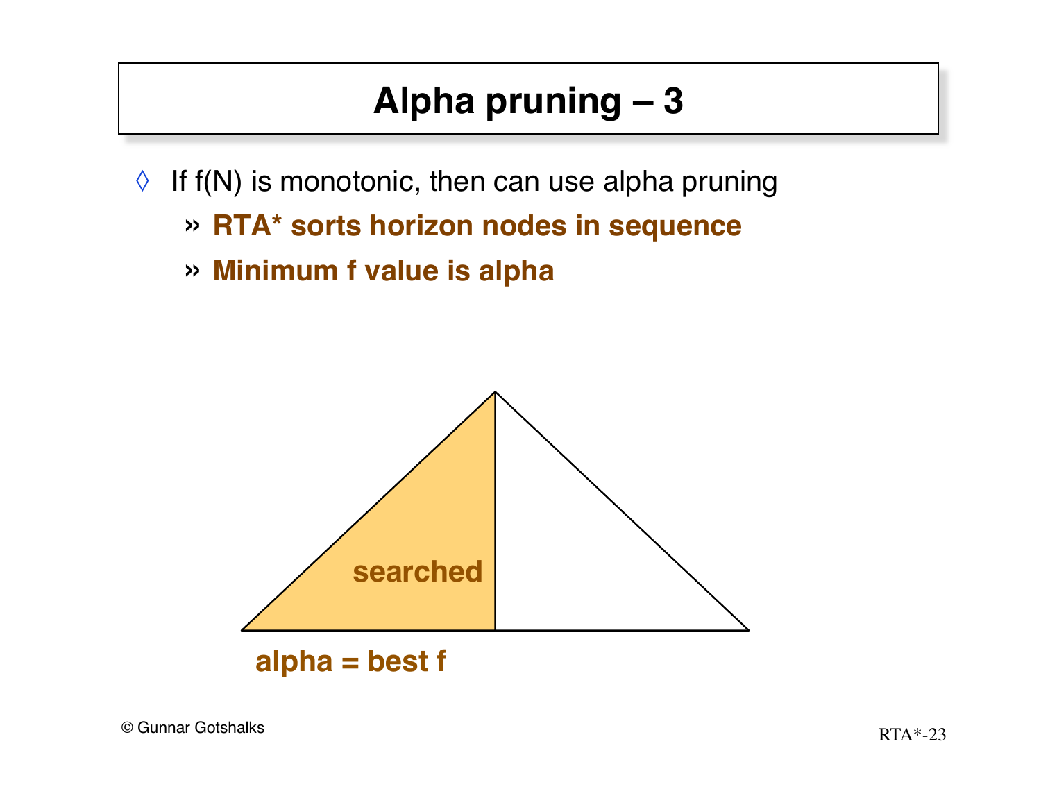# Alpha pruning – 3

- If f(N) is monotonic, then can use alpha pruning
  - **RTA* sorts horizon nodes in sequence**
  - **Minimum f value is alpha**

searched

alpha = best f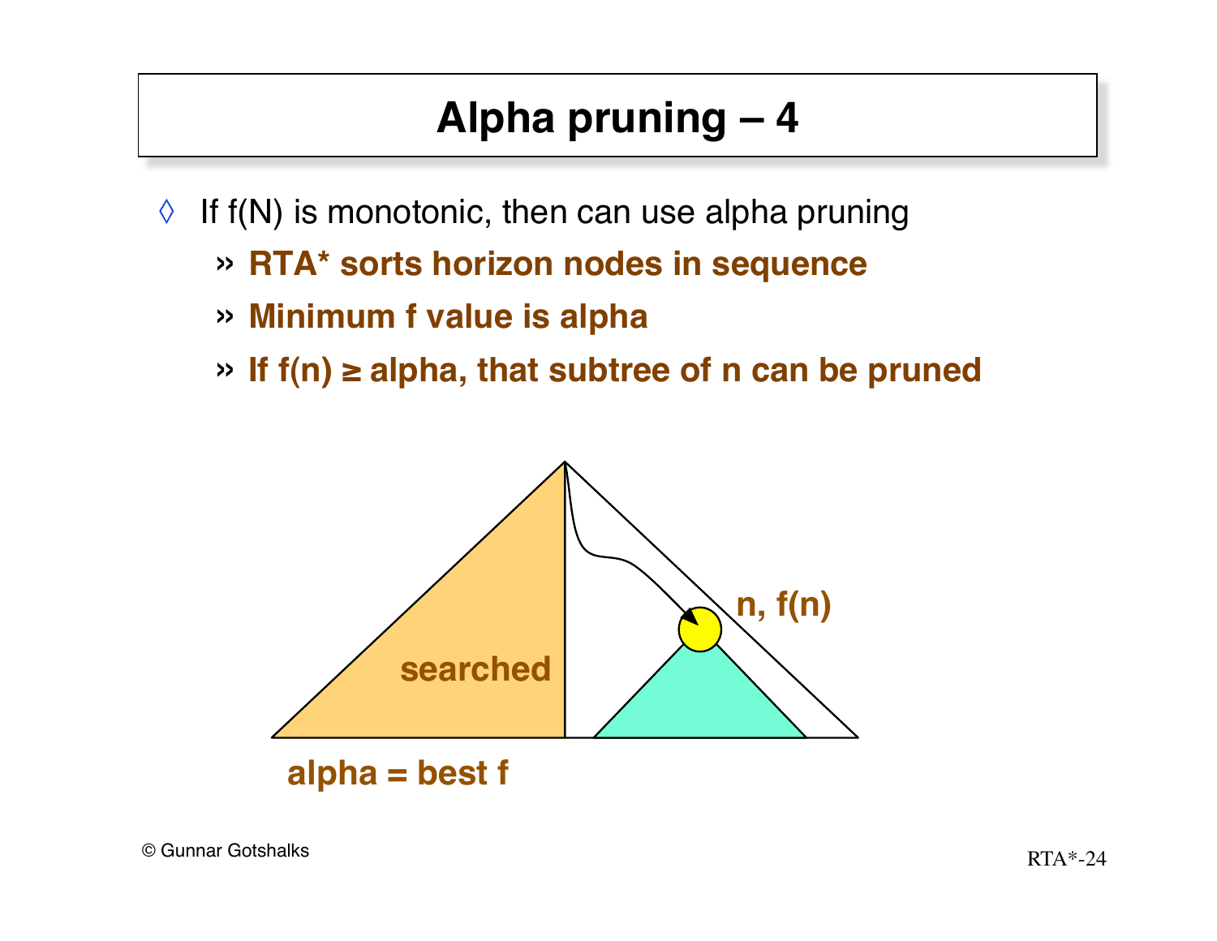# Alpha pruning – 4

- If f(N) is monotonic, then can use alpha pruning
  - **RTA* sorts horizon nodes in sequence**
  - **Minimum f value is alpha**
  - **If f(n) ≥ alpha, that subtree of n can be pruned**

**searched**

**n, f(n)**

**alpha = best f**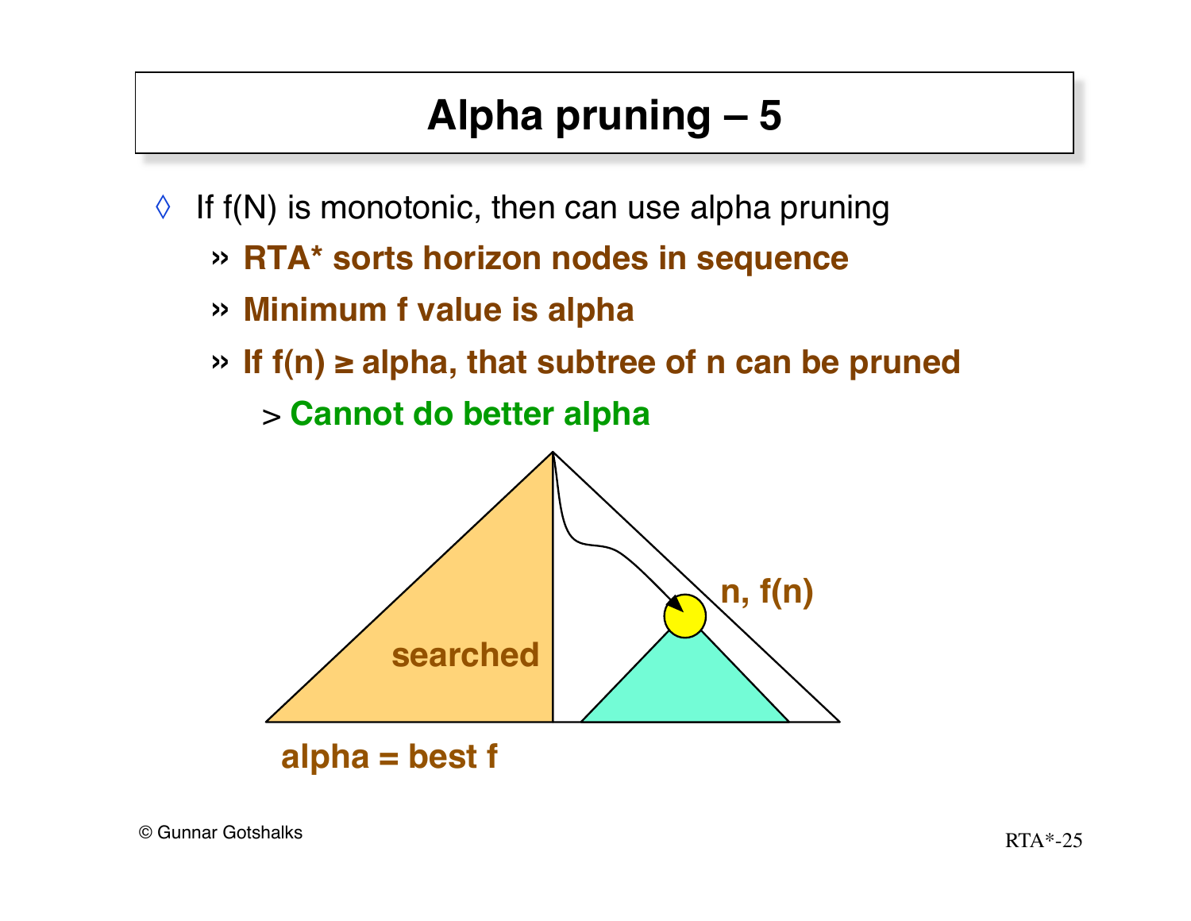# Alpha pruning – 5

- If f(N) is monotonic, then can use alpha pruning
  - **RTA* sorts horizon nodes in sequence**
  - **Minimum f value is alpha**
  - **If f(n) ≥ alpha, that subtree of n can be pruned**
    - **Cannot do better alpha**

searched

n, f(n)

alpha = best f

© Gunnar Gotshalks